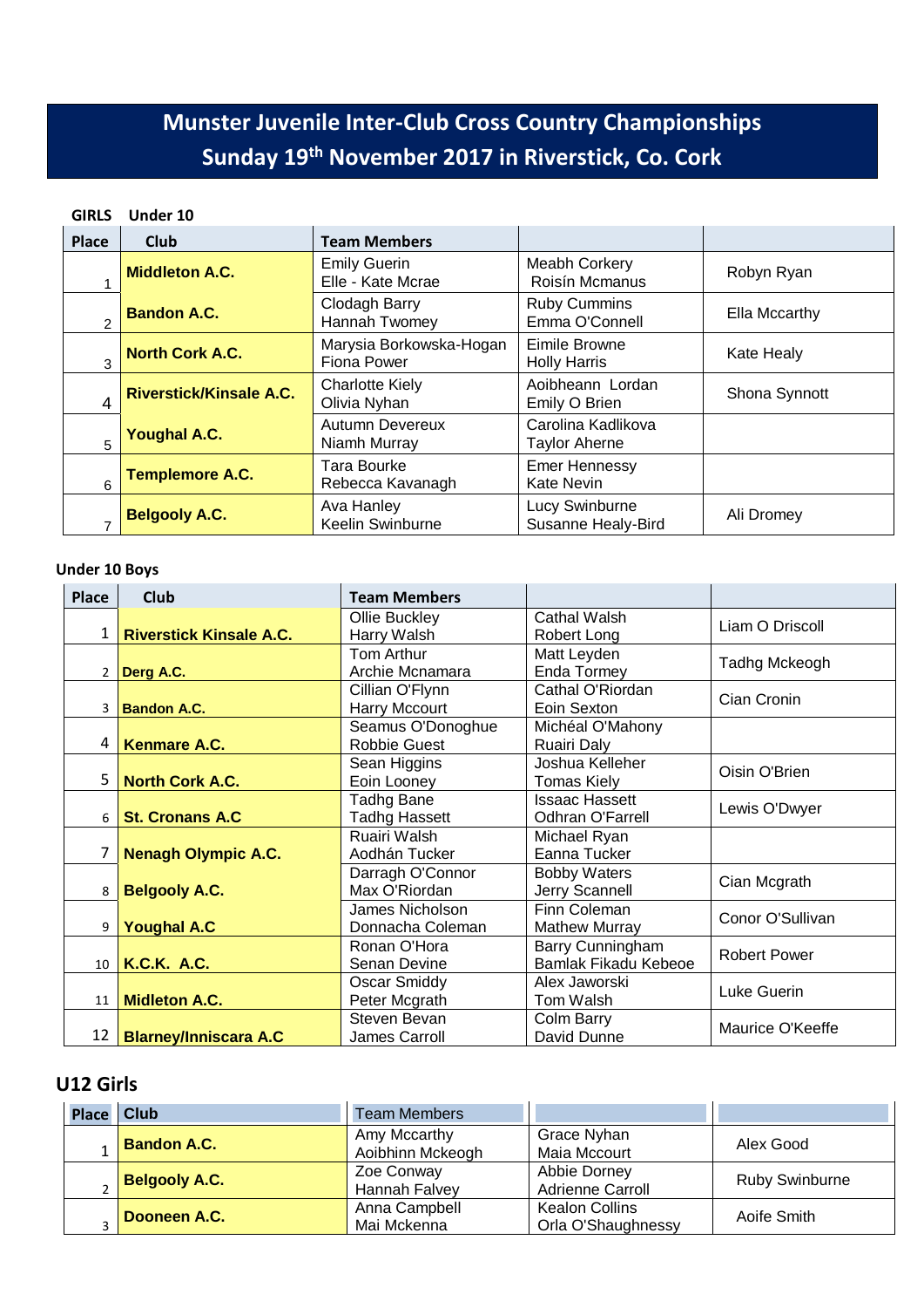# Munster Juvenile Inter-Club Cross Country Championships
## Sunday 19th November 2017 in Riverstick, Co. Cork

**GIRLS Under 10**

| Place | Club | Team Members | | |
|---|---|---|---|---|
| 1 | **Middleton A.C.** | Emily Guerin<br>Elle - Kate Mcrae | Meabh Corkery<br>Roisín Mcmanus | Robyn Ryan |
| 2 | **Bandon A.C.** | Clodagh Barry<br>Hannah Twomey | Ruby Cummins<br>Emma O'Connell | Ella Mccarthy |
| 3 | **North Cork A.C.** | Marysia Borkowska-Hogan<br>Fiona Power | Eimile Browne<br>Holly Harris | Kate Healy |
| 4 | **Riverstick/Kinsale A.C.** | Charlotte Kiely<br>Olivia Nyhan | Aoibheann Lordan<br>Emily O Brien | Shona Synnott |
| 5 | **Youghal A.C.** | Autumn Devereux<br>Niamh Murray | Carolina Kadlikova<br>Taylor Aherne | |
| 6 | **Templemore A.C.** | Tara Bourke<br>Rebecca Kavanagh | Emer Hennessy<br>Kate Nevin | |
| 7 | **Belgooly A.C.** | Ava Hanley<br>Keelin Swinburne | Lucy Swinburne<br>Susanne Healy-Bird | Ali Dromey |

**Under 10 Boys**

| Place | Club | Team Members | | |
|---|---|---|---|---|
| 1 | **Riverstick Kinsale A.C.** | Ollie Buckley<br>Harry Walsh | Cathal Walsh<br>Robert Long | Liam O Driscoll |
| 2 | **Derg A.C.** | Tom Arthur<br>Archie Mcnamara | Matt Leyden<br>Enda Tormey | Tadhg Mckeogh |
| 3 | **Bandon A.C.** | Cillian O'Flynn<br>Harry Mccourt | Cathal O'Riordan<br>Eoin Sexton | Cian Cronin |
| 4 | **Kenmare A.C.** | Seamus O'Donoghue<br>Robbie Guest | Michéal O'Mahony<br>Ruairi Daly | |
| 5 | **North Cork A.C.** | Sean Higgins<br>Eoin Looney | Joshua Kelleher<br>Tomas Kiely | Oisin O'Brien |
| 6 | **St. Cronans A.C** | Tadhg Bane<br>Tadhg Hassett | Issaac Hassett<br>Odhran O'Farrell | Lewis O'Dwyer |
| 7 | **Nenagh Olympic A.C.** | Ruairi Walsh<br>Aodhán Tucker | Michael Ryan<br>Eanna Tucker | |
| 8 | **Belgooly A.C.** | Darragh O'Connor<br>Max O'Riordan | Bobby Waters<br>Jerry Scannell | Cian Mcgrath |
| 9 | **Youghal A.C** | James Nicholson<br>Donnacha Coleman | Finn Coleman<br>Mathew Murray | Conor O'Sullivan |
| 10 | **K.C.K. A.C.** | Ronan O'Hora<br>Senan Devine | Barry Cunningham<br>Bamlak Fikadu Kebeoe | Robert Power |
| 11 | **Midleton A.C.** | Oscar Smiddy<br>Peter Mcgrath | Alex Jaworski<br>Tom Walsh | Luke Guerin |
| 12 | **Blarney/Inniscara A.C** | Steven Bevan<br>James Carroll | Colm Barry<br>David Dunne | Maurice O'Keeffe |

## U12 Girls

| Place | Club | Team Members | | |
|---|---|---|---|---|
| 1 | **Bandon A.C.** | Amy Mccarthy<br>Aoibhinn Mckeogh | Grace Nyhan<br>Maia Mccourt | Alex Good |
| 2 | **Belgooly A.C.** | Zoe Conway<br>Hannah Falvey | Abbie Dorney<br>Adrienne Carroll | Ruby Swinburne |
| 3 | **Dooneen A.C.** | Anna Campbell<br>Mai Mckenna | Kealon Collins<br>Orla O'Shaughnessy | Aoife Smith |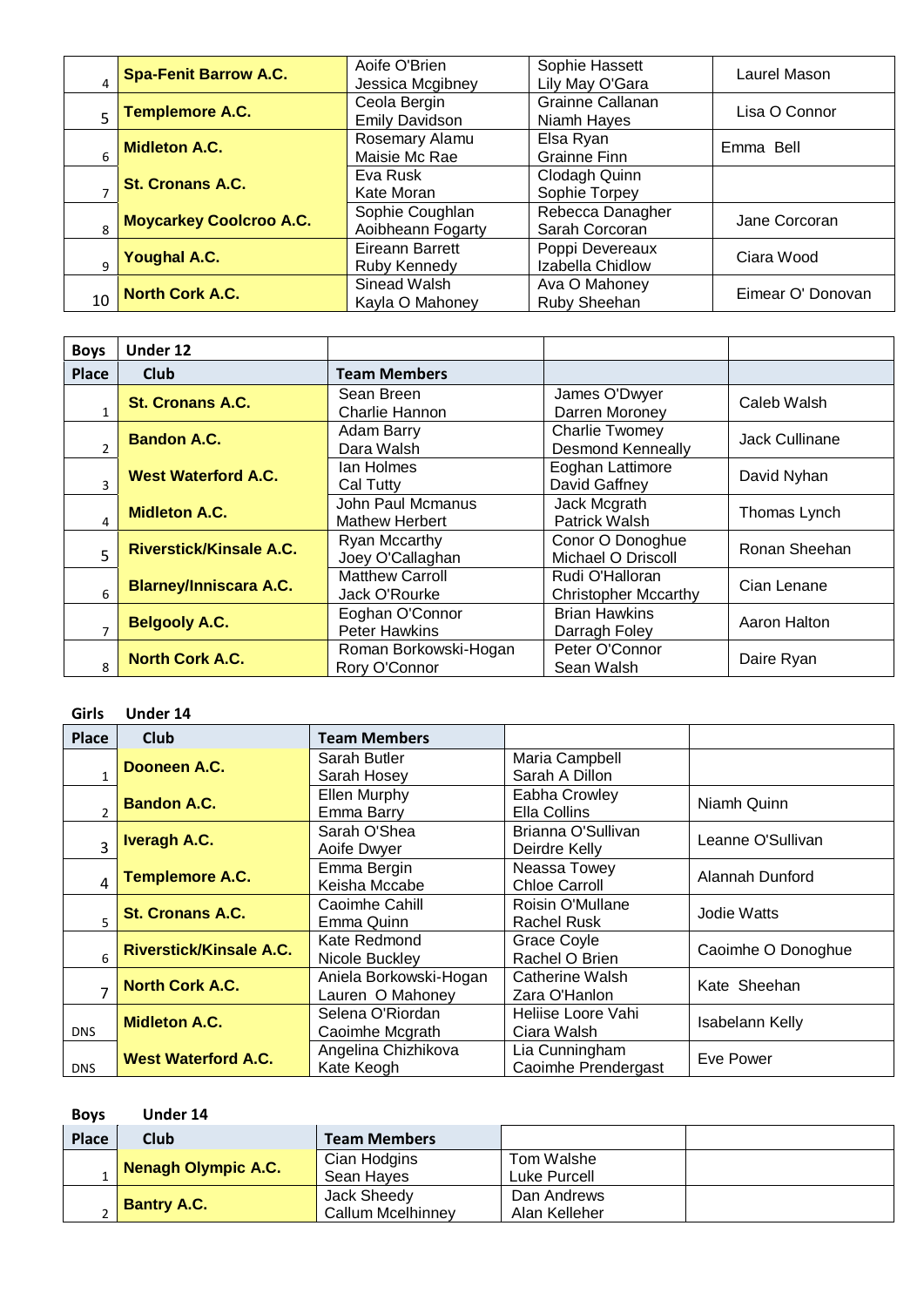| | | | | |
|---|---|---|---|---|
| 4 | **Spa-Fenit Barrow A.C.** | Aoife O'Brien<br>Jessica Mcgibney | Sophie Hassett<br>Lily May O'Gara | Laurel Mason |
| 5 | **Templemore A.C.** | Ceola Bergin<br>Emily Davidson | Grainne Callanan<br>Niamh Hayes | Lisa O Connor |
| 6 | **Midleton A.C.** | Rosemary Alamu<br>Maisie Mc Rae | Elsa Ryan<br>Grainne Finn | Emma Bell |
| 7 | **St. Cronans A.C.** | Eva Rusk<br>Kate Moran | Clodagh Quinn<br>Sophie Torpey | |
| 8 | **Moycarkey Coolcroo A.C.** | Sophie Coughlan<br>Aoibheann Fogarty | Rebecca Danagher<br>Sarah Corcoran | Jane Corcoran |
| 9 | **Youghal A.C.** | Eireann Barrett<br>Ruby Kennedy | Poppi Devereaux<br>Izabella Chidlow | Ciara Wood |
| 10 | **North Cork A.C.** | Sinead Walsh<br>Kayla O Mahoney | Ava O Mahoney<br>Ruby Sheehan | Eimear O' Donovan |

| **Boys** | **Under 12** | | | |
|---|---|---|---|---|
| **Place** | **Club** | **Team Members** | | |
| 1 | **St. Cronans A.C.** | Sean Breen<br>Charlie Hannon | James O'Dwyer<br>Darren Moroney | Caleb Walsh |
| 2 | **Bandon A.C.** | Adam Barry<br>Dara Walsh | Charlie Twomey<br>Desmond Kenneally | Jack Cullinane |
| 3 | **West Waterford A.C.** | Ian Holmes<br>Cal Tutty | Eoghan Lattimore<br>David Gaffney | David Nyhan |
| 4 | **Midleton A.C.** | John Paul Mcmanus<br>Mathew Herbert | Jack Mcgrath<br>Patrick Walsh | Thomas Lynch |
| 5 | **Riverstick/Kinsale A.C.** | Ryan Mccarthy<br>Joey O'Callaghan | Conor O Donoghue<br>Michael O Driscoll | Ronan Sheehan |
| 6 | **Blarney/Inniscara A.C.** | Matthew Carroll<br>Jack O'Rourke | Rudi O'Halloran<br>Christopher Mccarthy | Cian Lenane |
| 7 | **Belgooly A.C.** | Eoghan O'Connor<br>Peter Hawkins | Brian Hawkins<br>Darragh Foley | Aaron Halton |
| 8 | **North Cork A.C.** | Roman Borkowski-Hogan<br>Rory O'Connor | Peter O'Connor<br>Sean Walsh | Daire Ryan |

| **Girls** | **Under 14** | | | |
|---|---|---|---|---|
| **Place** | **Club** | **Team Members** | | |
| 1 | **Dooneen A.C.** | Sarah Butler<br>Sarah Hosey | Maria Campbell<br>Sarah A Dillon | |
| 2 | **Bandon A.C.** | Ellen Murphy<br>Emma Barry | Eabha Crowley<br>Ella Collins | Niamh Quinn |
| 3 | **Iveragh A.C.** | Sarah O'Shea<br>Aoife Dwyer | Brianna O'Sullivan<br>Deirdre Kelly | Leanne O'Sullivan |
| 4 | **Templemore A.C.** | Emma Bergin<br>Keisha Mccabe | Neassa Towey<br>Chloe Carroll | Alannah Dunford |
| 5 | **St. Cronans A.C.** | Caoimhe Cahill<br>Emma Quinn | Roisin O'Mullane<br>Rachel Rusk | Jodie Watts |
| 6 | **Riverstick/Kinsale A.C.** | Kate Redmond<br>Nicole Buckley | Grace Coyle<br>Rachel O Brien | Caoimhe O Donoghue |
| 7 | **North Cork A.C.** | Aniela Borkowski-Hogan<br>Lauren O Mahoney | Catherine Walsh<br>Zara O'Hanlon | Kate Sheehan |
| DNS | **Midleton A.C.** | Selena O'Riordan<br>Caoimhe Mcgrath | Heliise Loore Vahi<br>Ciara Walsh | Isabelann Kelly |
| DNS | **West Waterford A.C.** | Angelina Chizhikova<br>Kate Keogh | Lia Cunningham<br>Caoimhe Prendergast | Eve Power |

| **Boys** | **Under 14** | | | |
|---|---|---|---|---|
| **Place** | **Club** | **Team Members** | | |
| 1 | **Nenagh Olympic A.C.** | Cian Hodgins<br>Sean Hayes | Tom Walshe<br>Luke Purcell | |
| 2 | **Bantry A.C.** | Jack Sheedy<br>Callum Mcelhinney | Dan Andrews<br>Alan Kelleher | |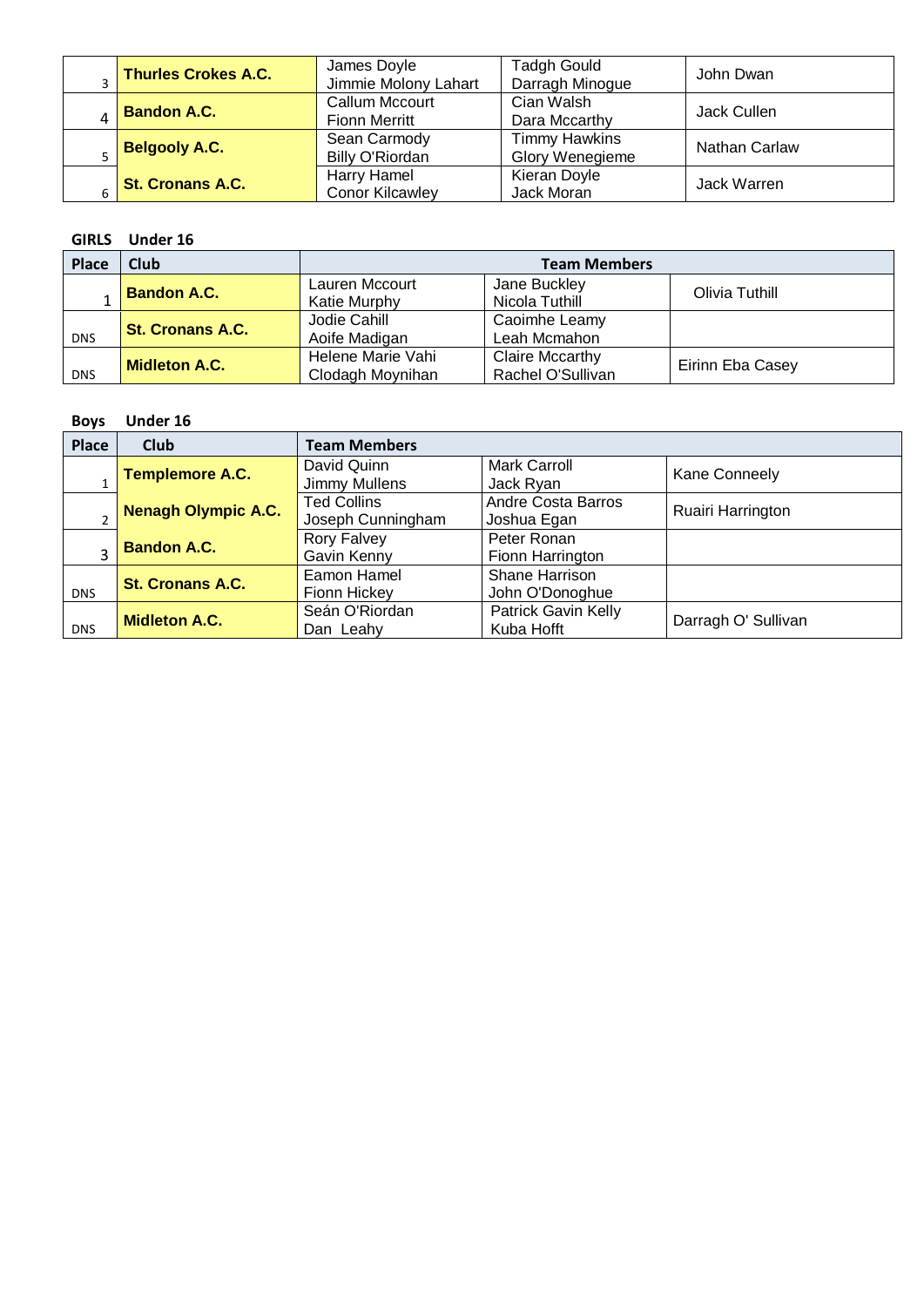| | | | | |
|---|---|---|---|---|
| 3 | **Thurles Crokes A.C.** | James Doyle<br>Jimmie Molony Lahart | Tadgh Gould<br>Darragh Minogue | John Dwan |
| 4 | **Bandon A.C.** | Callum Mccourt<br>Fionn Merritt | Cian Walsh<br>Dara Mccarthy | Jack Cullen |
| 5 | **Belgooly A.C.** | Sean Carmody<br>Billy O'Riordan | Timmy Hawkins<br>Glory Wenegieme | Nathan Carlaw |
| 6 | **St. Cronans A.C.** | Harry Hamel<br>Conor Kilcawley | Kieran Doyle<br>Jack Moran | Jack Warren |

**GIRLS Under 16**

| Place | Club | Team Members | | |
|---|---|---|---|---|
| 1 | **Bandon A.C.** | Lauren Mccourt<br>Katie Murphy | Jane Buckley<br>Nicola Tuthill | Olivia Tuthill |
| DNS | **St. Cronans A.C.** | Jodie Cahill<br>Aoife Madigan | Caoimhe Leamy<br>Leah Mcmahon | |
| DNS | **Midleton A.C.** | Helene Marie Vahi<br>Clodagh Moynihan | Claire Mccarthy<br>Rachel O'Sullivan | Eirinn Eba Casey |

**Boys Under 16**

| Place | Club | Team Members | | |
|---|---|---|---|---|
| 1 | **Templemore A.C.** | David Quinn<br>Jimmy Mullens | Mark Carroll<br>Jack Ryan | Kane Conneely |
| 2 | **Nenagh Olympic A.C.** | Ted Collins<br>Joseph Cunningham | Andre Costa Barros<br>Joshua Egan | Ruairi Harrington |
| 3 | **Bandon A.C.** | Rory Falvey<br>Gavin Kenny | Peter Ronan<br>Fionn Harrington | |
| DNS | **St. Cronans A.C.** | Eamon Hamel<br>Fionn Hickey | Shane Harrison<br>John O'Donoghue | |
| DNS | **Midleton A.C.** | Seán O'Riordan<br>Dan Leahy | Patrick Gavin Kelly<br>Kuba Hofft | Darragh O' Sullivan |